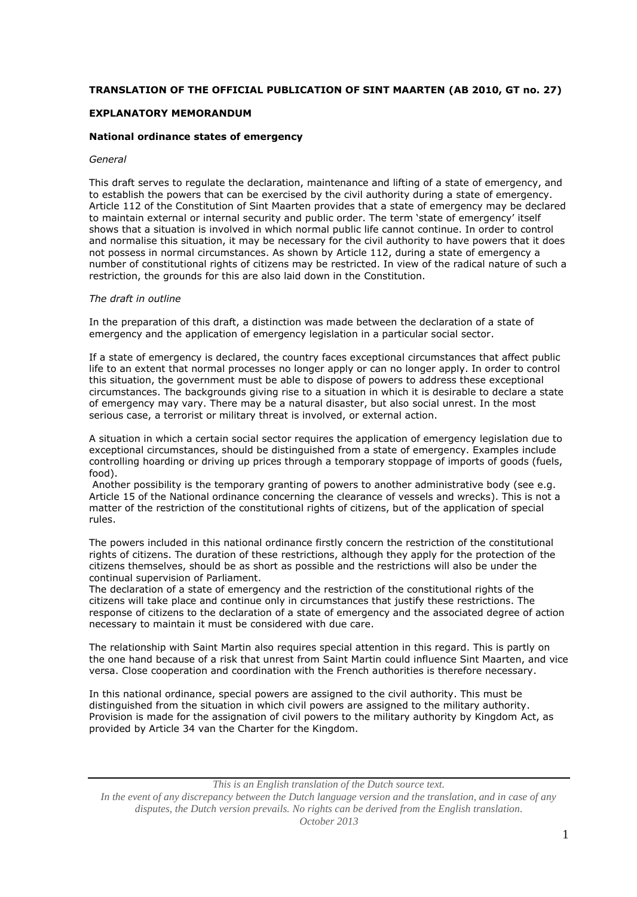**TRANSLATION OF THE OFFICIAL PUBLICATION OF SINT MAARTEN (AB 2010, GT no. 27)**

**EXPLANATORY MEMORANDUM**

**National ordinance states of emergency**

*General*

This draft serves to regulate the declaration, maintenance and lifting of a state of emergency, and to establish the powers that can be exercised by the civil authority during a state of emergency. Article 112 of the Constitution of Sint Maarten provides that a state of emergency may be declared to maintain external or internal security and public order. The term 'state of emergency' itself shows that a situation is involved in which normal public life cannot continue. In order to control and normalise this situation, it may be necessary for the civil authority to have powers that it does not possess in normal circumstances. As shown by Article 112, during a state of emergency a number of constitutional rights of citizens may be restricted. In view of the radical nature of such a restriction, the grounds for this are also laid down in the Constitution.

*The draft in outline*

In the preparation of this draft, a distinction was made between the declaration of a state of emergency and the application of emergency legislation in a particular social sector.

If a state of emergency is declared, the country faces exceptional circumstances that affect public life to an extent that normal processes no longer apply or can no longer apply. In order to control this situation, the government must be able to dispose of powers to address these exceptional circumstances. The backgrounds giving rise to a situation in which it is desirable to declare a state of emergency may vary. There may be a natural disaster, but also social unrest. In the most serious case, a terrorist or military threat is involved, or external action.

A situation in which a certain social sector requires the application of emergency legislation due to exceptional circumstances, should be distinguished from a state of emergency. Examples include controlling hoarding or driving up prices through a temporary stoppage of imports of goods (fuels, food).
Another possibility is the temporary granting of powers to another administrative body (see e.g. Article 15 of the National ordinance concerning the clearance of vessels and wrecks). This is not a matter of the restriction of the constitutional rights of citizens, but of the application of special rules.

The powers included in this national ordinance firstly concern the restriction of the constitutional rights of citizens. The duration of these restrictions, although they apply for the protection of the citizens themselves, should be as short as possible and the restrictions will also be under the continual supervision of Parliament.
The declaration of a state of emergency and the restriction of the constitutional rights of the citizens will take place and continue only in circumstances that justify these restrictions. The response of citizens to the declaration of a state of emergency and the associated degree of action necessary to maintain it must be considered with due care.

The relationship with Saint Martin also requires special attention in this regard. This is partly on the one hand because of a risk that unrest from Saint Martin could influence Sint Maarten, and vice versa. Close cooperation and coordination with the French authorities is therefore necessary.

In this national ordinance, special powers are assigned to the civil authority. This must be distinguished from the situation in which civil powers are assigned to the military authority. Provision is made for the assignation of civil powers to the military authority by Kingdom Act, as provided by Article 34 van the Charter for the Kingdom.

*This is an English translation of the Dutch source text.*
*In the event of any discrepancy between the Dutch language version and the translation, and in case of any disputes, the Dutch version prevails. No rights can be derived from the English translation.*
*October 2013*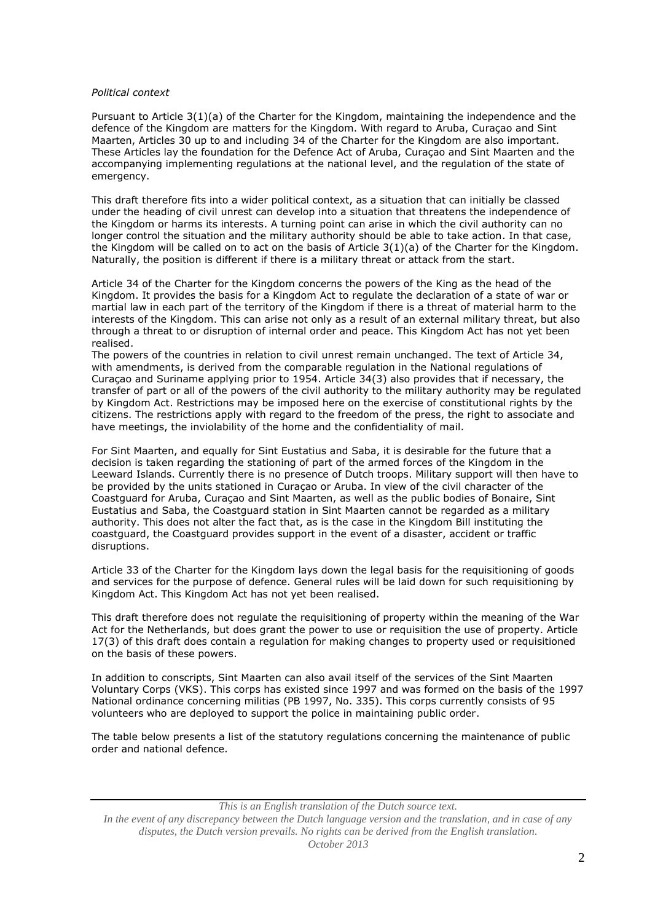*Political context*

Pursuant to Article 3(1)(a) of the Charter for the Kingdom, maintaining the independence and the defence of the Kingdom are matters for the Kingdom. With regard to Aruba, Curaçao and Sint Maarten, Articles 30 up to and including 34 of the Charter for the Kingdom are also important. These Articles lay the foundation for the Defence Act of Aruba, Curaçao and Sint Maarten and the accompanying implementing regulations at the national level, and the regulation of the state of emergency.

This draft therefore fits into a wider political context, as a situation that can initially be classed under the heading of civil unrest can develop into a situation that threatens the independence of the Kingdom or harms its interests. A turning point can arise in which the civil authority can no longer control the situation and the military authority should be able to take action. In that case, the Kingdom will be called on to act on the basis of Article 3(1)(a) of the Charter for the Kingdom. Naturally, the position is different if there is a military threat or attack from the start.

Article 34 of the Charter for the Kingdom concerns the powers of the King as the head of the Kingdom. It provides the basis for a Kingdom Act to regulate the declaration of a state of war or martial law in each part of the territory of the Kingdom if there is a threat of material harm to the interests of the Kingdom. This can arise not only as a result of an external military threat, but also through a threat to or disruption of internal order and peace. This Kingdom Act has not yet been realised.

The powers of the countries in relation to civil unrest remain unchanged. The text of Article 34, with amendments, is derived from the comparable regulation in the National regulations of Curaçao and Suriname applying prior to 1954. Article 34(3) also provides that if necessary, the transfer of part or all of the powers of the civil authority to the military authority may be regulated by Kingdom Act. Restrictions may be imposed here on the exercise of constitutional rights by the citizens. The restrictions apply with regard to the freedom of the press, the right to associate and have meetings, the inviolability of the home and the confidentiality of mail.

For Sint Maarten, and equally for Sint Eustatius and Saba, it is desirable for the future that a decision is taken regarding the stationing of part of the armed forces of the Kingdom in the Leeward Islands. Currently there is no presence of Dutch troops. Military support will then have to be provided by the units stationed in Curaçao or Aruba. In view of the civil character of the Coastguard for Aruba, Curaçao and Sint Maarten, as well as the public bodies of Bonaire, Sint Eustatius and Saba, the Coastguard station in Sint Maarten cannot be regarded as a military authority. This does not alter the fact that, as is the case in the Kingdom Bill instituting the coastguard, the Coastguard provides support in the event of a disaster, accident or traffic disruptions.

Article 33 of the Charter for the Kingdom lays down the legal basis for the requisitioning of goods and services for the purpose of defence. General rules will be laid down for such requisitioning by Kingdom Act. This Kingdom Act has not yet been realised.

This draft therefore does not regulate the requisitioning of property within the meaning of the War Act for the Netherlands, but does grant the power to use or requisition the use of property. Article 17(3) of this draft does contain a regulation for making changes to property used or requisitioned on the basis of these powers.

In addition to conscripts, Sint Maarten can also avail itself of the services of the Sint Maarten Voluntary Corps (VKS). This corps has existed since 1997 and was formed on the basis of the 1997 National ordinance concerning militias (PB 1997, No. 335). This corps currently consists of 95 volunteers who are deployed to support the police in maintaining public order.

The table below presents a list of the statutory regulations concerning the maintenance of public order and national defence.

*This is an English translation of the Dutch source text.*
*In the event of any discrepancy between the Dutch language version and the translation, and in case of any disputes, the Dutch version prevails. No rights can be derived from the English translation.*
*October 2013*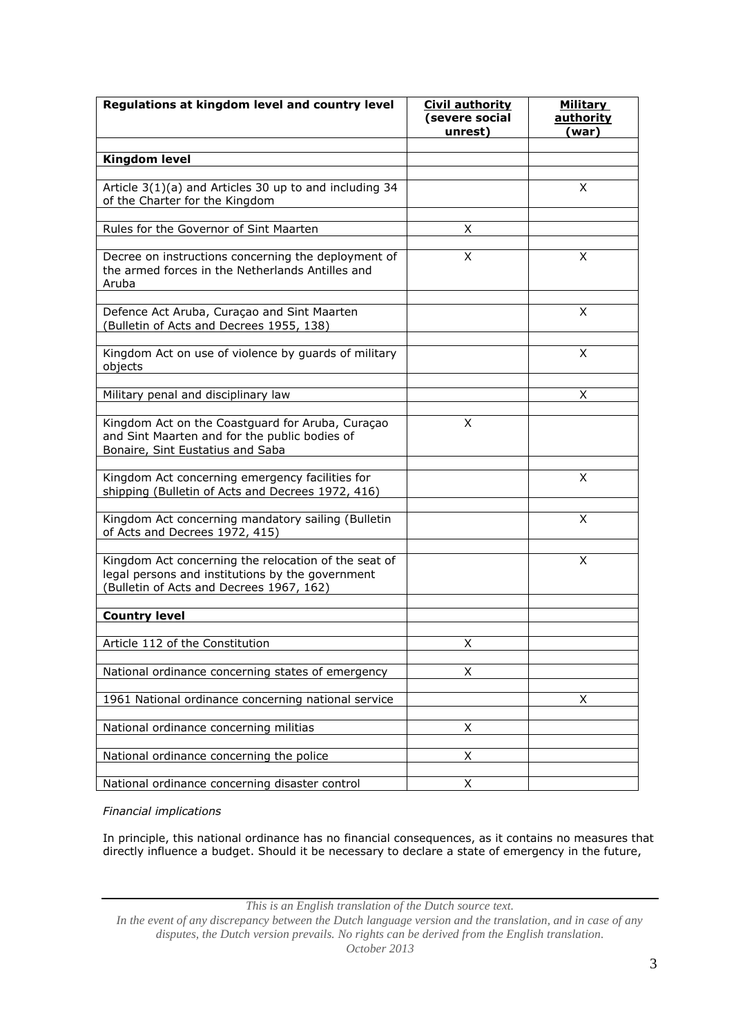| Regulations at kingdom level and country level | Civil authority (severe social unrest) | Military authority (war) |
|---|---|---|
| **Kingdom level** | | |
| Article 3(1)(a) and Articles 30 up to and including 34 of the Charter for the Kingdom | | X |
| Rules for the Governor of Sint Maarten | X | |
| Decree on instructions concerning the deployment of the armed forces in the Netherlands Antilles and Aruba | X | X |
| Defence Act Aruba, Curaçao and Sint Maarten (Bulletin of Acts and Decrees 1955, 138) | | X |
| Kingdom Act on use of violence by guards of military objects | | X |
| Military penal and disciplinary law | | X |
| Kingdom Act on the Coastguard for Aruba, Curaçao and Sint Maarten and for the public bodies of Bonaire, Sint Eustatius and Saba | X | |
| Kingdom Act concerning emergency facilities for shipping (Bulletin of Acts and Decrees 1972, 416) | | X |
| Kingdom Act concerning mandatory sailing (Bulletin of Acts and Decrees 1972, 415) | | X |
| Kingdom Act concerning the relocation of the seat of legal persons and institutions by the government (Bulletin of Acts and Decrees 1967, 162) | | X |
| **Country level** | | |
| Article 112 of the Constitution | X | |
| National ordinance concerning states of emergency | X | |
| 1961 National ordinance concerning national service | | X |
| National ordinance concerning militias | X | |
| National ordinance concerning the police | X | |
| National ordinance concerning disaster control | X | |

*Financial implications*

In principle, this national ordinance has no financial consequences, as it contains no measures that directly influence a budget. Should it be necessary to declare a state of emergency in the future,

*This is an English translation of the Dutch source text.*
*In the event of any discrepancy between the Dutch language version and the translation, and in case of any disputes, the Dutch version prevails. No rights can be derived from the English translation.*
*October 2013*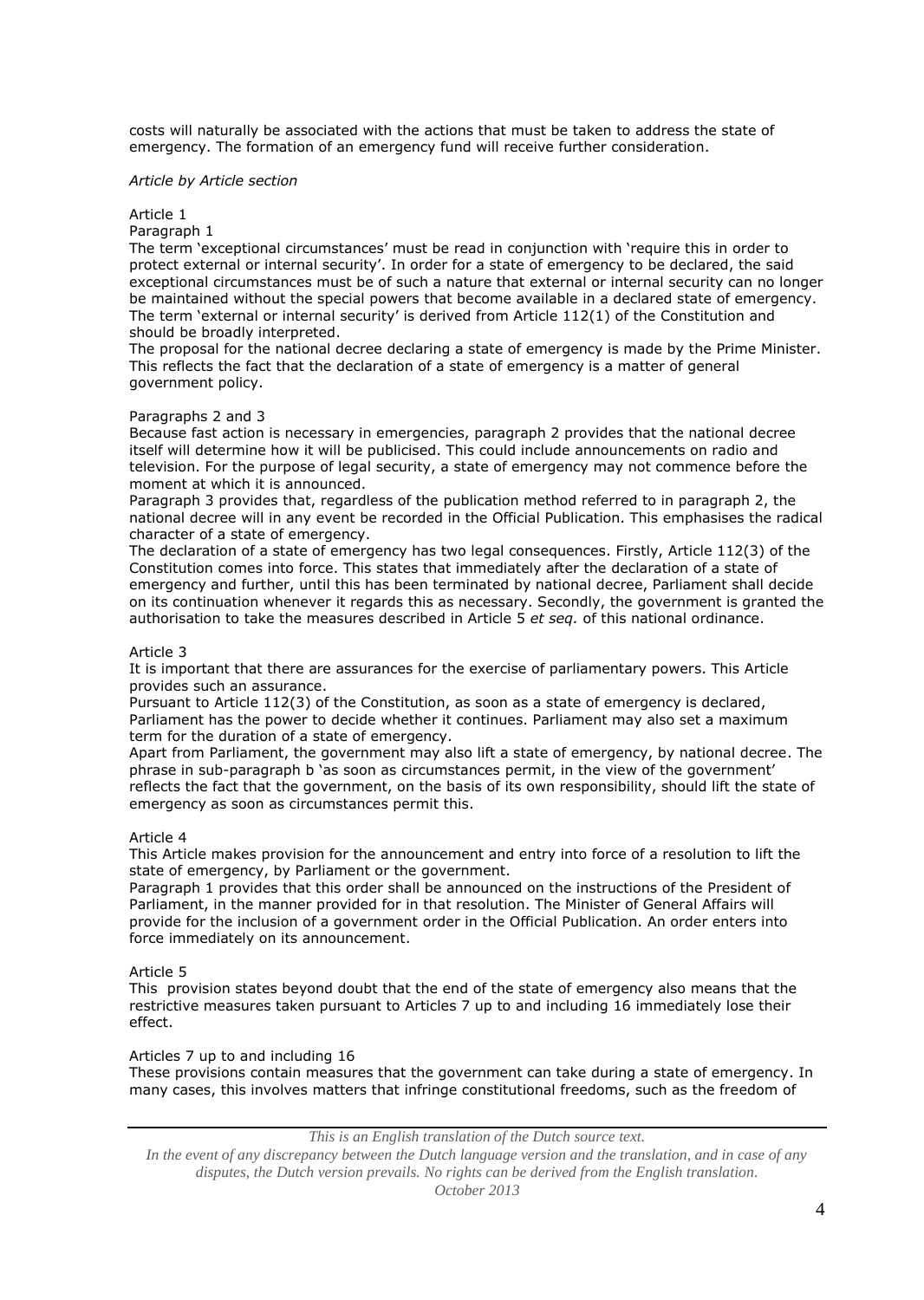costs will naturally be associated with the actions that must be taken to address the state of emergency. The formation of an emergency fund will receive further consideration.

*Article by Article section*

Article 1

Paragraph 1

The term 'exceptional circumstances' must be read in conjunction with 'require this in order to protect external or internal security'. In order for a state of emergency to be declared, the said exceptional circumstances must be of such a nature that external or internal security can no longer be maintained without the special powers that become available in a declared state of emergency. The term 'external or internal security' is derived from Article 112(1) of the Constitution and should be broadly interpreted.

The proposal for the national decree declaring a state of emergency is made by the Prime Minister. This reflects the fact that the declaration of a state of emergency is a matter of general government policy.

Paragraphs 2 and 3

Because fast action is necessary in emergencies, paragraph 2 provides that the national decree itself will determine how it will be publicised. This could include announcements on radio and television. For the purpose of legal security, a state of emergency may not commence before the moment at which it is announced.

Paragraph 3 provides that, regardless of the publication method referred to in paragraph 2, the national decree will in any event be recorded in the Official Publication. This emphasises the radical character of a state of emergency.

The declaration of a state of emergency has two legal consequences. Firstly, Article 112(3) of the Constitution comes into force. This states that immediately after the declaration of a state of emergency and further, until this has been terminated by national decree, Parliament shall decide on its continuation whenever it regards this as necessary. Secondly, the government is granted the authorisation to take the measures described in Article 5 *et seq.* of this national ordinance.

Article 3

It is important that there are assurances for the exercise of parliamentary powers. This Article provides such an assurance.

Pursuant to Article 112(3) of the Constitution, as soon as a state of emergency is declared, Parliament has the power to decide whether it continues. Parliament may also set a maximum term for the duration of a state of emergency.

Apart from Parliament, the government may also lift a state of emergency, by national decree. The phrase in sub-paragraph b 'as soon as circumstances permit, in the view of the government' reflects the fact that the government, on the basis of its own responsibility, should lift the state of emergency as soon as circumstances permit this.

Article 4

This Article makes provision for the announcement and entry into force of a resolution to lift the state of emergency, by Parliament or the government.

Paragraph 1 provides that this order shall be announced on the instructions of the President of Parliament, in the manner provided for in that resolution. The Minister of General Affairs will provide for the inclusion of a government order in the Official Publication. An order enters into force immediately on its announcement.

Article 5

This provision states beyond doubt that the end of the state of emergency also means that the restrictive measures taken pursuant to Articles 7 up to and including 16 immediately lose their effect.

Articles 7 up to and including 16

These provisions contain measures that the government can take during a state of emergency. In many cases, this involves matters that infringe constitutional freedoms, such as the freedom of

*This is an English translation of the Dutch source text.*

*In the event of any discrepancy between the Dutch language version and the translation, and in case of any disputes, the Dutch version prevails. No rights can be derived from the English translation.*

*October 2013*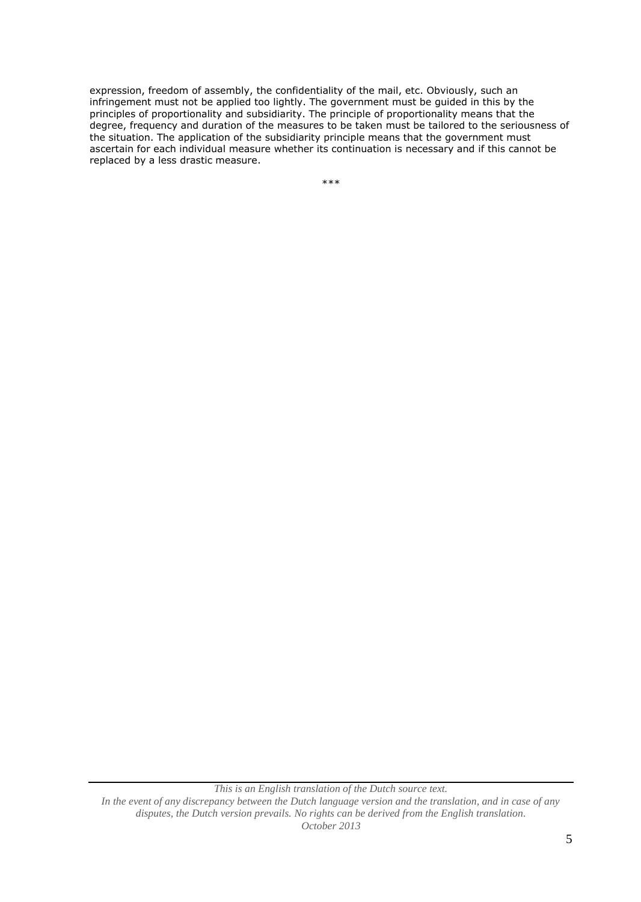expression, freedom of assembly, the confidentiality of the mail, etc. Obviously, such an infringement must not be applied too lightly. The government must be guided in this by the principles of proportionality and subsidiarity. The principle of proportionality means that the degree, frequency and duration of the measures to be taken must be tailored to the seriousness of the situation. The application of the subsidiarity principle means that the government must ascertain for each individual measure whether its continuation is necessary and if this cannot be replaced by a less drastic measure.

***